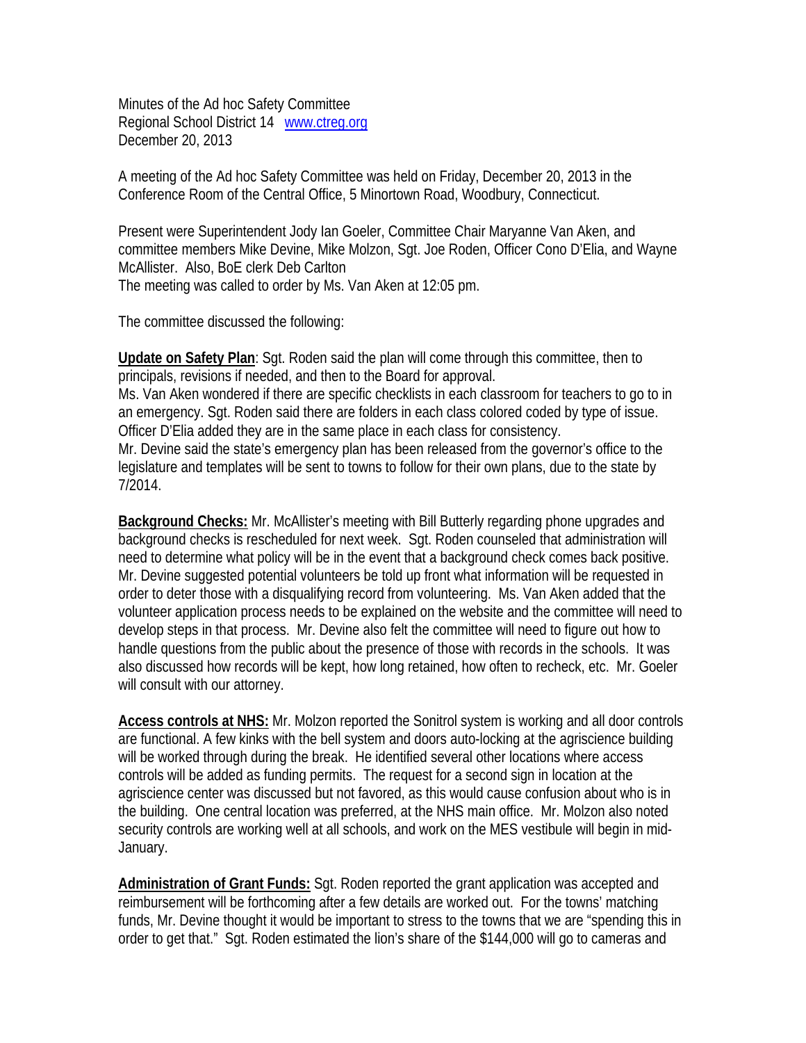Minutes of the Ad hoc Safety Committee
Regional School District 14 [www.ctreg.org](http://www.ctreg.org)
December 20, 2013

A meeting of the Ad hoc Safety Committee was held on Friday, December 20, 2013 in the Conference Room of the Central Office, 5 Minortown Road, Woodbury, Connecticut.

Present were Superintendent Jody Ian Goeler, Committee Chair Maryanne Van Aken, and committee members Mike Devine, Mike Molzon, Sgt. Joe Roden, Officer Cono D'Elia, and Wayne McAllister. Also, BoE clerk Deb Carlton
The meeting was called to order by Ms. Van Aken at 12:05 pm.

The committee discussed the following:

**Update on Safety Plan**: Sgt. Roden said the plan will come through this committee, then to principals, revisions if needed, and then to the Board for approval.
Ms. Van Aken wondered if there are specific checklists in each classroom for teachers to go to in an emergency. Sgt. Roden said there are folders in each class colored coded by type of issue. Officer D'Elia added they are in the same place in each class for consistency.
Mr. Devine said the state's emergency plan has been released from the governor's office to the legislature and templates will be sent to towns to follow for their own plans, due to the state by 7/2014.

**Background Checks:** Mr. McAllister's meeting with Bill Butterly regarding phone upgrades and background checks is rescheduled for next week. Sgt. Roden counseled that administration will need to determine what policy will be in the event that a background check comes back positive. Mr. Devine suggested potential volunteers be told up front what information will be requested in order to deter those with a disqualifying record from volunteering. Ms. Van Aken added that the volunteer application process needs to be explained on the website and the committee will need to develop steps in that process. Mr. Devine also felt the committee will need to figure out how to handle questions from the public about the presence of those with records in the schools. It was also discussed how records will be kept, how long retained, how often to recheck, etc. Mr. Goeler will consult with our attorney.

**Access controls at NHS:** Mr. Molzon reported the Sonitrol system is working and all door controls are functional. A few kinks with the bell system and doors auto-locking at the agriscience building will be worked through during the break. He identified several other locations where access controls will be added as funding permits. The request for a second sign in location at the agriscience center was discussed but not favored, as this would cause confusion about who is in the building. One central location was preferred, at the NHS main office. Mr. Molzon also noted security controls are working well at all schools, and work on the MES vestibule will begin in mid-January.

**Administration of Grant Funds:** Sgt. Roden reported the grant application was accepted and reimbursement will be forthcoming after a few details are worked out. For the towns' matching funds, Mr. Devine thought it would be important to stress to the towns that we are "spending this in order to get that." Sgt. Roden estimated the lion's share of the $144,000 will go to cameras and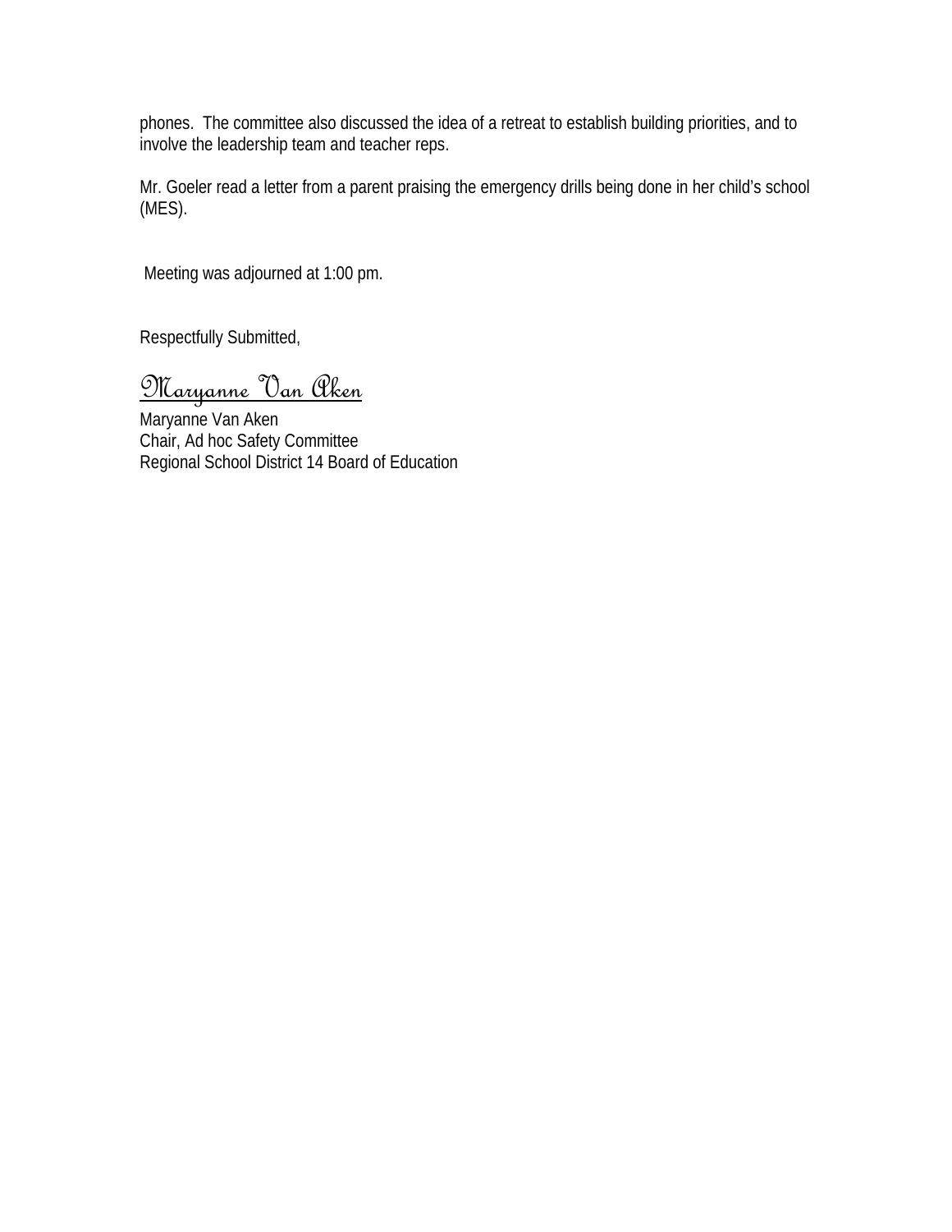phones. The committee also discussed the idea of a retreat to establish building priorities, and to involve the leadership team and teacher reps.

Mr. Goeler read a letter from a parent praising the emergency drills being done in her child's school (MES).

Meeting was adjourned at 1:00 pm.

Respectfully Submitted,

Maryanne Van Aken

Maryanne Van Aken
Chair, Ad hoc Safety Committee
Regional School District 14 Board of Education